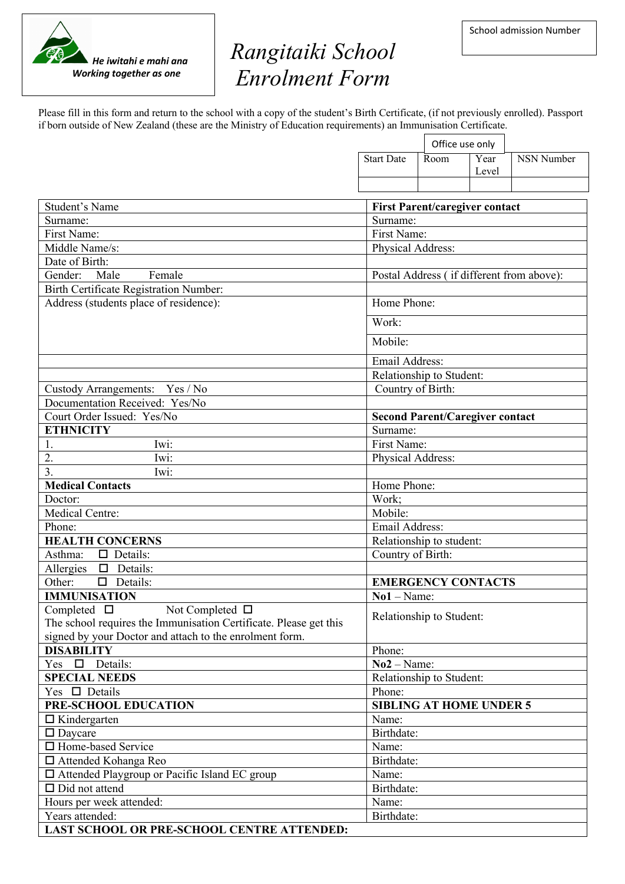*He iwitahi e mahi ana*
***Working together as one***

# *Rangitaiki School Enrolment Form*

| School admission Number |
|---|
| |

Please fill in this form and return to the school with a copy of the student's Birth Certificate, (if not previously enrolled). Passport if born outside of New Zealand (these are the Ministry of Education requirements) an Immunisation Certificate.

| Office use only | | | |
|---|---|---|---|
| Start Date | Room | Year Level | NSN Number |
| | | | |

| Student's Name | **First Parent/caregiver contact** |
|---|---|
| Surname: | Surname: |
| First Name: | First Name: |
| Middle Name/s: | Physical Address: |
| Date of Birth: | |
| Gender: Male Female | Postal Address ( if different from above): |
| Birth Certificate Registration Number: | |
| Address (students place of residence): | Home Phone: |
| | Work: |
| | Mobile: |
| | Email Address: |
| | Relationship to Student: |
| Custody Arrangements: Yes / No | Country of Birth: |
| Documentation Received: Yes/No | |
| Court Order Issued: Yes/No | **Second Parent/Caregiver contact** |
| **ETHNICITY** | Surname: |
| 1. Iwi: | First Name: |
| 2. Iwi: | Physical Address: |
| 3. Iwi: | |
| **Medical Contacts** | Home Phone: |
| Doctor: | Work; |
| Medical Centre: | Mobile: |
| Phone: | Email Address: |
| **HEALTH CONCERNS** | Relationship to student: |
| Asthma: ☐ Details: | Country of Birth: |
| Allergies ☐ Details: | |
| Other: ☐ Details: | **EMERGENCY CONTACTS** |
| **IMMUNISATION** | **No1** – Name: |
| Completed ☐ Not Completed ☐ The school requires the Immunisation Certificate. Please get this signed by your Doctor and attach to the enrolment form. | Relationship to Student: |
| **DISABILITY** | Phone: |
| Yes ☐ Details: | **No2** – Name: |
| **SPECIAL NEEDS** | Relationship to Student: |
| Yes ☐ Details | Phone: |
| **PRE-SCHOOL EDUCATION** | **SIBLING AT HOME UNDER 5** |
| ☐ Kindergarten | Name: |
| ☐ Daycare | Birthdate: |
| ☐ Home-based Service | Name: |
| ☐ Attended Kohanga Reo | Birthdate: |
| ☐ Attended Playgroup or Pacific Island EC group | Name: |
| ☐ Did not attend | Birthdate: |
| Hours per week attended: | Name: |
| Years attended: | Birthdate: |
| **LAST SCHOOL OR PRE-SCHOOL CENTRE ATTENDED:** | |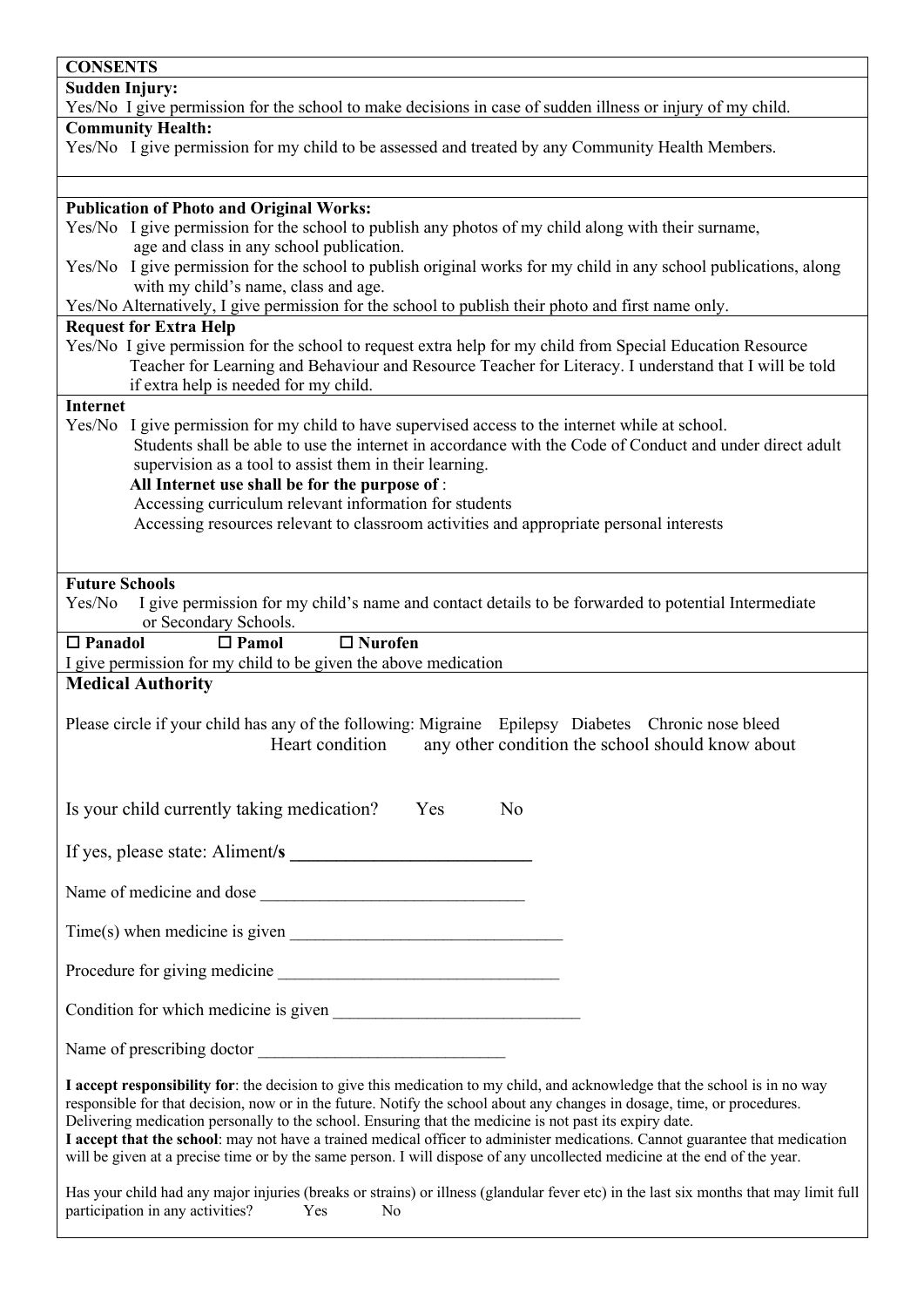**CONSENTS**

**Sudden Injury:**

Yes/No I give permission for the school to make decisions in case of sudden illness or injury of my child.

**Community Health:**

Yes/No I give permission for my child to be assessed and treated by any Community Health Members.

**Publication of Photo and Original Works:**

Yes/No I give permission for the school to publish any photos of my child along with their surname, age and class in any school publication.

Yes/No I give permission for the school to publish original works for my child in any school publications, along with my child's name, class and age.

Yes/No Alternatively, I give permission for the school to publish their photo and first name only.

**Request for Extra Help**

Yes/No I give permission for the school to request extra help for my child from Special Education Resource Teacher for Learning and Behaviour and Resource Teacher for Literacy. I understand that I will be told if extra help is needed for my child.

**Internet**

Yes/No I give permission for my child to have supervised access to the internet while at school. Students shall be able to use the internet in accordance with the Code of Conduct and under direct adult supervision as a tool to assist them in their learning.

**All Internet use shall be for the purpose of** :

Accessing curriculum relevant information for students

Accessing resources relevant to classroom activities and appropriate personal interests

**Future Schools**

Yes/No I give permission for my child's name and contact details to be forwarded to potential Intermediate or Secondary Schools.

☐ **Panadol** ☐ **Pamol** ☐ **Nurofen**

I give permission for my child to be given the above medication

## Medical Authority

Please circle if your child has any of the following: Migraine Epilepsy Diabetes Chronic nose bleed Heart condition any other condition the school should know about

Is your child currently taking medication? Yes No

If yes, please state: Aliment/**s** ___________________________

Name of medicine and dose _______________________________

Time(s) when medicine is given ________________________________

Procedure for giving medicine _________________________________

Condition for which medicine is given _____________________________

Name of prescribing doctor _____________________________

**I accept responsibility for**: the decision to give this medication to my child, and acknowledge that the school is in no way responsible for that decision, now or in the future. Notify the school about any changes in dosage, time, or procedures. Delivering medication personally to the school. Ensuring that the medicine is not past its expiry date.

**I accept that the school**: may not have a trained medical officer to administer medications. Cannot guarantee that medication will be given at a precise time or by the same person. I will dispose of any uncollected medicine at the end of the year.

Has your child had any major injuries (breaks or strains) or illness (glandular fever etc) in the last six months that may limit full participation in any activities? Yes No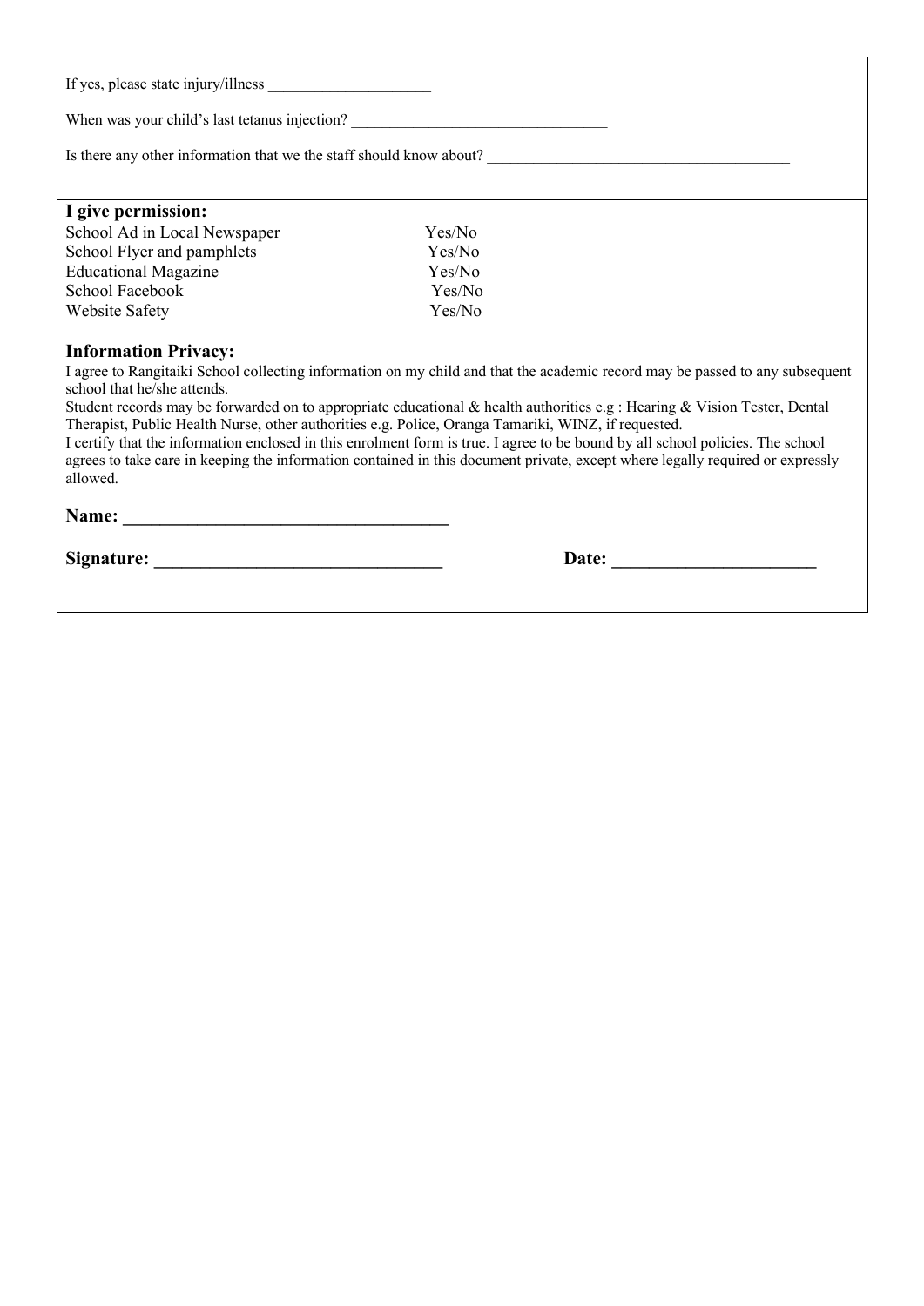If yes, please state injury/illness _____________________

When was your child's last tetanus injection? __________________________________

Is there any other information that we the staff should know about? ________________________________________

**I give permission:**

| | |
|---|---|
| School Ad in Local Newspaper | Yes/No |
| School Flyer and pamphlets | Yes/No |
| Educational Magazine | Yes/No |
| School Facebook | Yes/No |
| Website Safety | Yes/No |

**Information Privacy:**

I agree to Rangitaiki School collecting information on my child and that the academic record may be passed to any subsequent school that he/she attends.

Student records may be forwarded on to appropriate educational & health authorities e.g : Hearing & Vision Tester, Dental Therapist, Public Health Nurse, other authorities e.g. Police, Oranga Tamariki, WINZ, if requested.

I certify that the information enclosed in this enrolment form is true. I agree to be bound by all school policies. The school agrees to take care in keeping the information contained in this document private, except where legally required or expressly allowed.

**Name: ____________________________________**

**Signature: ________________________________** **Date: _______________________**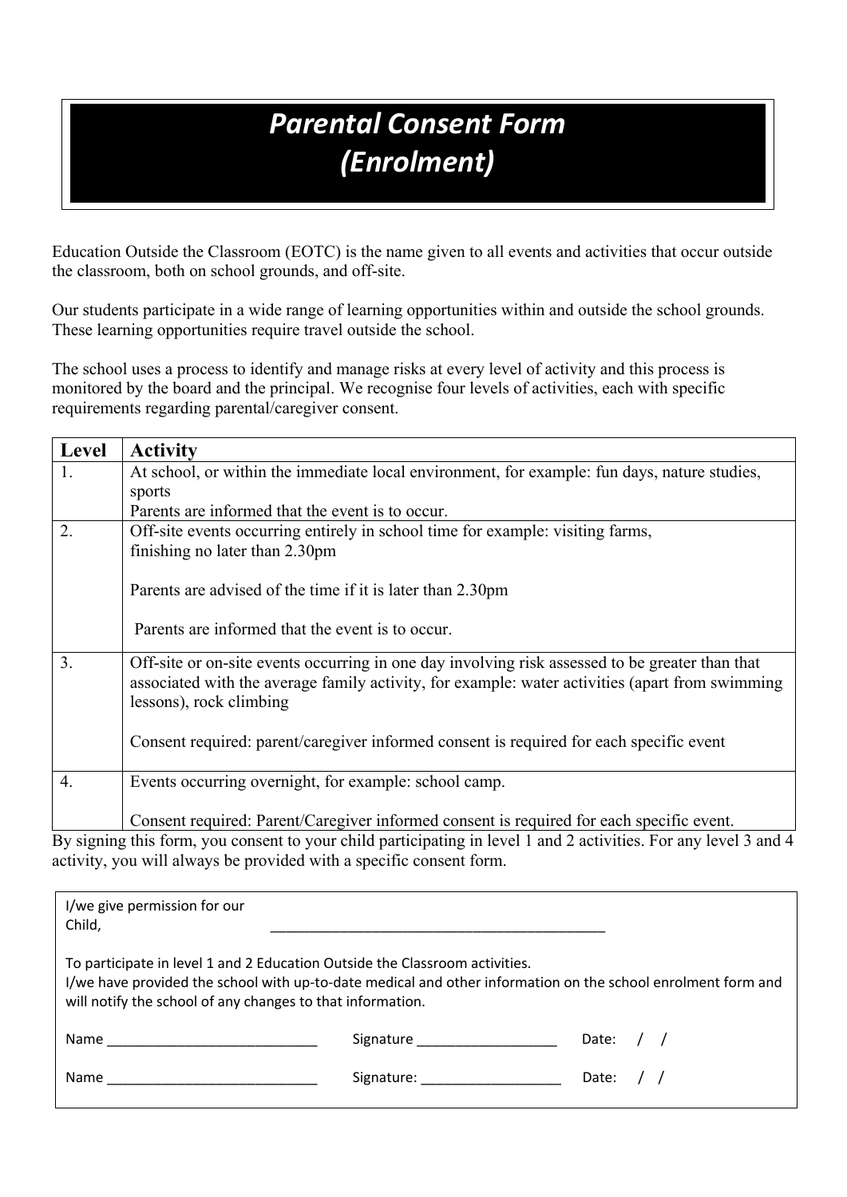# *Parental Consent Form (Enrolment)*

Education Outside the Classroom (EOTC) is the name given to all events and activities that occur outside the classroom, both on school grounds, and off-site.

Our students participate in a wide range of learning opportunities within and outside the school grounds. These learning opportunities require travel outside the school.

The school uses a process to identify and manage risks at every level of activity and this process is monitored by the board and the principal. We recognise four levels of activities, each with specific requirements regarding parental/caregiver consent.

| Level | Activity |
|---|---|
| 1. | At school, or within the immediate local environment, for example: fun days, nature studies, sports<br>Parents are informed that the event is to occur. |
| 2. | Off-site events occurring entirely in school time for example: visiting farms, finishing no later than 2.30pm<br><br>Parents are advised of the time if it is later than 2.30pm<br><br>Parents are informed that the event is to occur. |
| 3. | Off-site or on-site events occurring in one day involving risk assessed to be greater than that associated with the average family activity, for example: water activities (apart from swimming lessons), rock climbing<br><br>Consent required: parent/caregiver informed consent is required for each specific event |
| 4. | Events occurring overnight, for example: school camp.<br><br>Consent required: Parent/Caregiver informed consent is required for each specific event. |

By signing this form, you consent to your child participating in level 1 and 2 activities. For any level 3 and 4 activity, you will always be provided with a specific consent form.

I/we give permission for our Child, ____________________________________________

To participate in level 1 and 2 Education Outside the Classroom activities.
I/we have provided the school with up-to-date medical and other information on the school enrolment form and will notify the school of any changes to that information.

Name ___________________________ Signature __________________ Date: / /

Name ___________________________ Signature: __________________ Date: / /